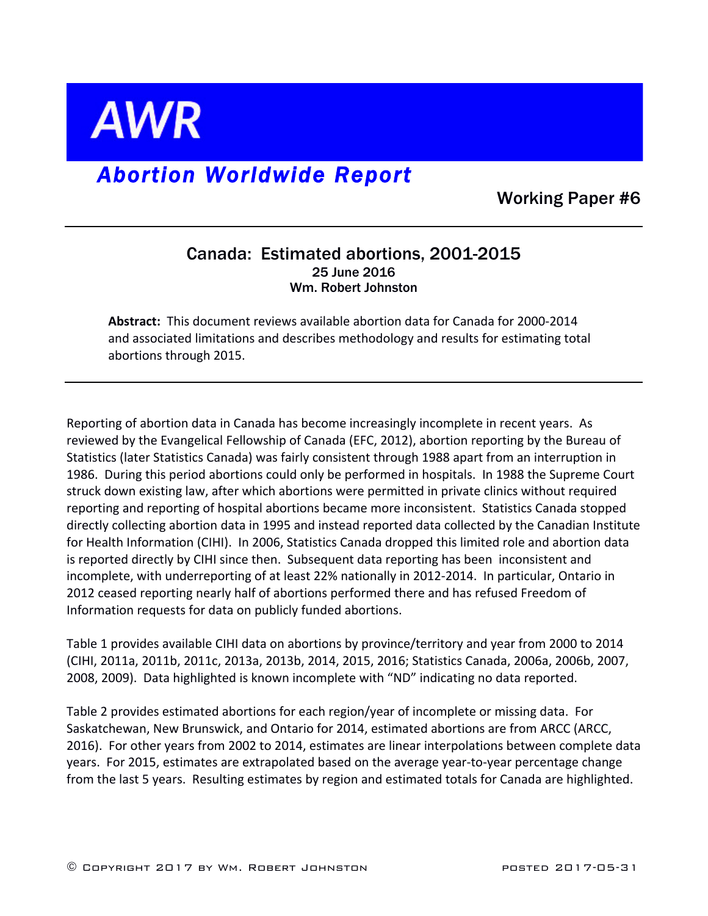# AWR

## *Abortion Worldwide Report*

**Working Paper #6**

---

### Canada: Estimated abortions, 2001-2015

**25 June 2016**

**Wm. Robert Johnston**

> **Abstract:** This document reviews available abortion data for Canada for 2000-2014 and associated limitations and describes methodology and results for estimating total abortions through 2015.

---

Reporting of abortion data in Canada has become increasingly incomplete in recent years. As reviewed by the Evangelical Fellowship of Canada (EFC, 2012), abortion reporting by the Bureau of Statistics (later Statistics Canada) was fairly consistent through 1988 apart from an interruption in 1986. During this period abortions could only be performed in hospitals. In 1988 the Supreme Court struck down existing law, after which abortions were permitted in private clinics without required reporting and reporting of hospital abortions became more inconsistent. Statistics Canada stopped directly collecting abortion data in 1995 and instead reported data collected by the Canadian Institute for Health Information (CIHI). In 2006, Statistics Canada dropped this limited role and abortion data is reported directly by CIHI since then. Subsequent data reporting has been inconsistent and incomplete, with underreporting of at least 22% nationally in 2012-2014. In particular, Ontario in 2012 ceased reporting nearly half of abortions performed there and has refused Freedom of Information requests for data on publicly funded abortions.

Table 1 provides available CIHI data on abortions by province/territory and year from 2000 to 2014 (CIHI, 2011a, 2011b, 2011c, 2013a, 2013b, 2014, 2015, 2016; Statistics Canada, 2006a, 2006b, 2007, 2008, 2009). Data highlighted is known incomplete with "ND" indicating no data reported.

Table 2 provides estimated abortions for each region/year of incomplete or missing data. For Saskatchewan, New Brunswick, and Ontario for 2014, estimated abortions are from ARCC (ARCC, 2016). For other years from 2002 to 2014, estimates are linear interpolations between complete data years. For 2015, estimates are extrapolated based on the average year-to-year percentage change from the last 5 years. Resulting estimates by region and estimated totals for Canada are highlighted.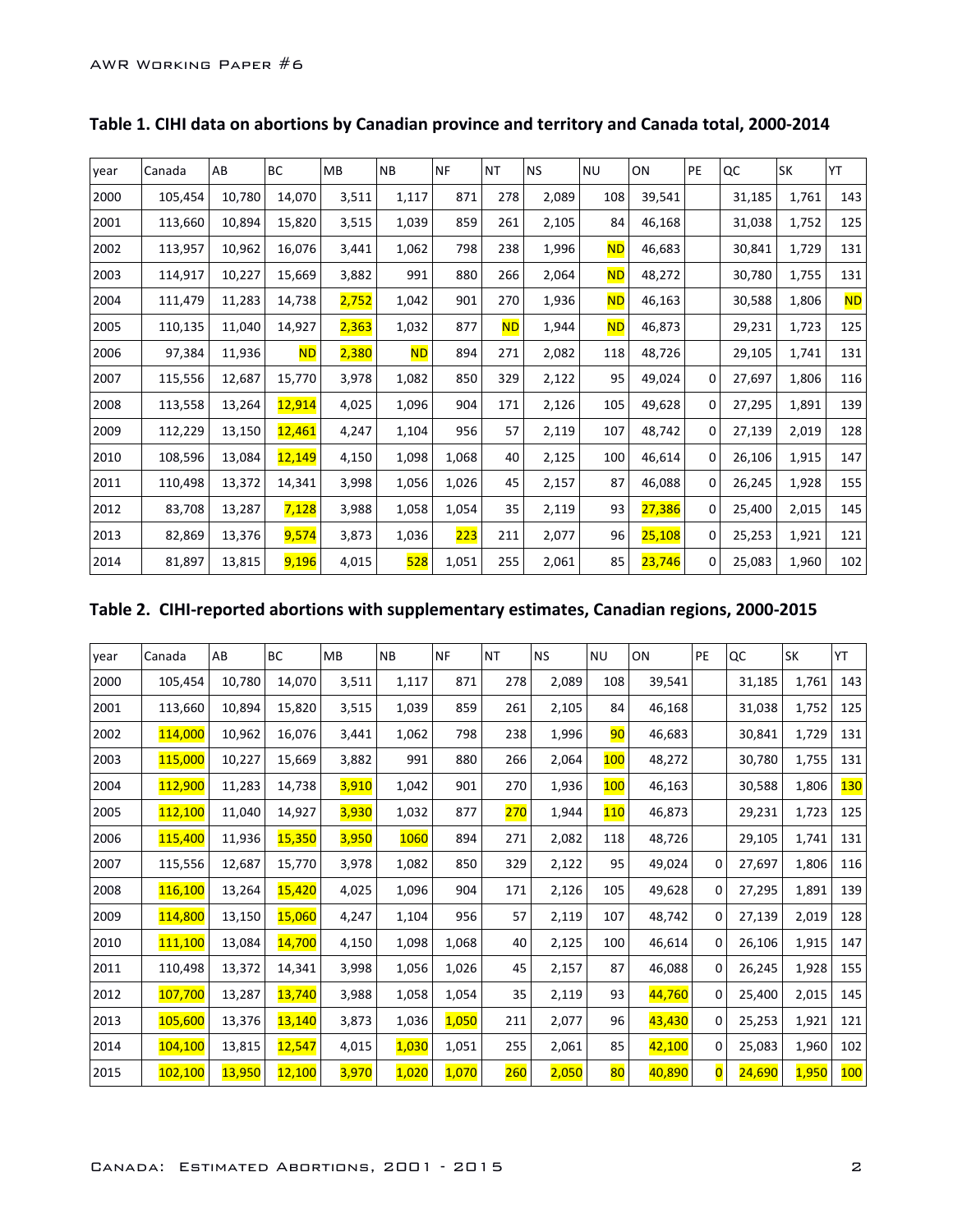## Table 1. CIHI data on abortions by Canadian province and territory and Canada total, 2000-2014

| year | Canada | AB | BC | MB | NB | NF | NT | NS | NU | ON | PE | QC | SK | YT |
|---|---|---|---|---|---|---|---|---|---|---|---|---|---|---|
| 2000 | 105,454 | 10,780 | 14,070 | 3,511 | 1,117 | 871 | 278 | 2,089 | 108 | 39,541 | | 31,185 | 1,761 | 143 |
| 2001 | 113,660 | 10,894 | 15,820 | 3,515 | 1,039 | 859 | 261 | 2,105 | 84 | 46,168 | | 31,038 | 1,752 | 125 |
| 2002 | 113,957 | 10,962 | 16,076 | 3,441 | 1,062 | 798 | 238 | 1,996 | ND | 46,683 | | 30,841 | 1,729 | 131 |
| 2003 | 114,917 | 10,227 | 15,669 | 3,882 | 991 | 880 | 266 | 2,064 | ND | 48,272 | | 30,780 | 1,755 | 131 |
| 2004 | 111,479 | 11,283 | 14,738 | 2,752 | 1,042 | 901 | 270 | 1,936 | ND | 46,163 | | 30,588 | 1,806 | ND |
| 2005 | 110,135 | 11,040 | 14,927 | 2,363 | 1,032 | 877 | ND | 1,944 | ND | 46,873 | | 29,231 | 1,723 | 125 |
| 2006 | 97,384 | 11,936 | ND | 2,380 | ND | 894 | 271 | 2,082 | 118 | 48,726 | | 29,105 | 1,741 | 131 |
| 2007 | 115,556 | 12,687 | 15,770 | 3,978 | 1,082 | 850 | 329 | 2,122 | 95 | 49,024 | 0 | 27,697 | 1,806 | 116 |
| 2008 | 113,558 | 13,264 | 12,914 | 4,025 | 1,096 | 904 | 171 | 2,126 | 105 | 49,628 | 0 | 27,295 | 1,891 | 139 |
| 2009 | 112,229 | 13,150 | 12,461 | 4,247 | 1,104 | 956 | 57 | 2,119 | 107 | 48,742 | 0 | 27,139 | 2,019 | 128 |
| 2010 | 108,596 | 13,084 | 12,149 | 4,150 | 1,098 | 1,068 | 40 | 2,125 | 100 | 46,614 | 0 | 26,106 | 1,915 | 147 |
| 2011 | 110,498 | 13,372 | 14,341 | 3,998 | 1,056 | 1,026 | 45 | 2,157 | 87 | 46,088 | 0 | 26,245 | 1,928 | 155 |
| 2012 | 83,708 | 13,287 | 7,128 | 3,988 | 1,058 | 1,054 | 35 | 2,119 | 93 | 27,386 | 0 | 25,400 | 2,015 | 145 |
| 2013 | 82,869 | 13,376 | 9,574 | 3,873 | 1,036 | 223 | 211 | 2,077 | 96 | 25,108 | 0 | 25,253 | 1,921 | 121 |
| 2014 | 81,897 | 13,815 | 9,196 | 4,015 | 528 | 1,051 | 255 | 2,061 | 85 | 23,746 | 0 | 25,083 | 1,960 | 102 |

## Table 2. CIHI-reported abortions with supplementary estimates, Canadian regions, 2000-2015

| year | Canada | AB | BC | MB | NB | NF | NT | NS | NU | ON | PE | QC | SK | YT |
|---|---|---|---|---|---|---|---|---|---|---|---|---|---|---|
| 2000 | 105,454 | 10,780 | 14,070 | 3,511 | 1,117 | 871 | 278 | 2,089 | 108 | 39,541 | | 31,185 | 1,761 | 143 |
| 2001 | 113,660 | 10,894 | 15,820 | 3,515 | 1,039 | 859 | 261 | 2,105 | 84 | 46,168 | | 31,038 | 1,752 | 125 |
| 2002 | 114,000 | 10,962 | 16,076 | 3,441 | 1,062 | 798 | 238 | 1,996 | 90 | 46,683 | | 30,841 | 1,729 | 131 |
| 2003 | 115,000 | 10,227 | 15,669 | 3,882 | 991 | 880 | 266 | 2,064 | 100 | 48,272 | | 30,780 | 1,755 | 131 |
| 2004 | 112,900 | 11,283 | 14,738 | 3,910 | 1,042 | 901 | 270 | 1,936 | 100 | 46,163 | | 30,588 | 1,806 | 130 |
| 2005 | 112,100 | 11,040 | 14,927 | 3,930 | 1,032 | 877 | 270 | 1,944 | 110 | 46,873 | | 29,231 | 1,723 | 125 |
| 2006 | 115,400 | 11,936 | 15,350 | 3,950 | 1060 | 894 | 271 | 2,082 | 118 | 48,726 | | 29,105 | 1,741 | 131 |
| 2007 | 115,556 | 12,687 | 15,770 | 3,978 | 1,082 | 850 | 329 | 2,122 | 95 | 49,024 | 0 | 27,697 | 1,806 | 116 |
| 2008 | 116,100 | 13,264 | 15,420 | 4,025 | 1,096 | 904 | 171 | 2,126 | 105 | 49,628 | 0 | 27,295 | 1,891 | 139 |
| 2009 | 114,800 | 13,150 | 15,060 | 4,247 | 1,104 | 956 | 57 | 2,119 | 107 | 48,742 | 0 | 27,139 | 2,019 | 128 |
| 2010 | 111,100 | 13,084 | 14,700 | 4,150 | 1,098 | 1,068 | 40 | 2,125 | 100 | 46,614 | 0 | 26,106 | 1,915 | 147 |
| 2011 | 110,498 | 13,372 | 14,341 | 3,998 | 1,056 | 1,026 | 45 | 2,157 | 87 | 46,088 | 0 | 26,245 | 1,928 | 155 |
| 2012 | 107,700 | 13,287 | 13,740 | 3,988 | 1,058 | 1,054 | 35 | 2,119 | 93 | 44,760 | 0 | 25,400 | 2,015 | 145 |
| 2013 | 105,600 | 13,376 | 13,140 | 3,873 | 1,036 | 1,050 | 211 | 2,077 | 96 | 43,430 | 0 | 25,253 | 1,921 | 121 |
| 2014 | 104,100 | 13,815 | 12,547 | 4,015 | 1,030 | 1,051 | 255 | 2,061 | 85 | 42,100 | 0 | 25,083 | 1,960 | 102 |
| 2015 | 102,100 | 13,950 | 12,100 | 3,970 | 1,020 | 1,070 | 260 | 2,050 | 80 | 40,890 | 0 | 24,690 | 1,950 | 100 |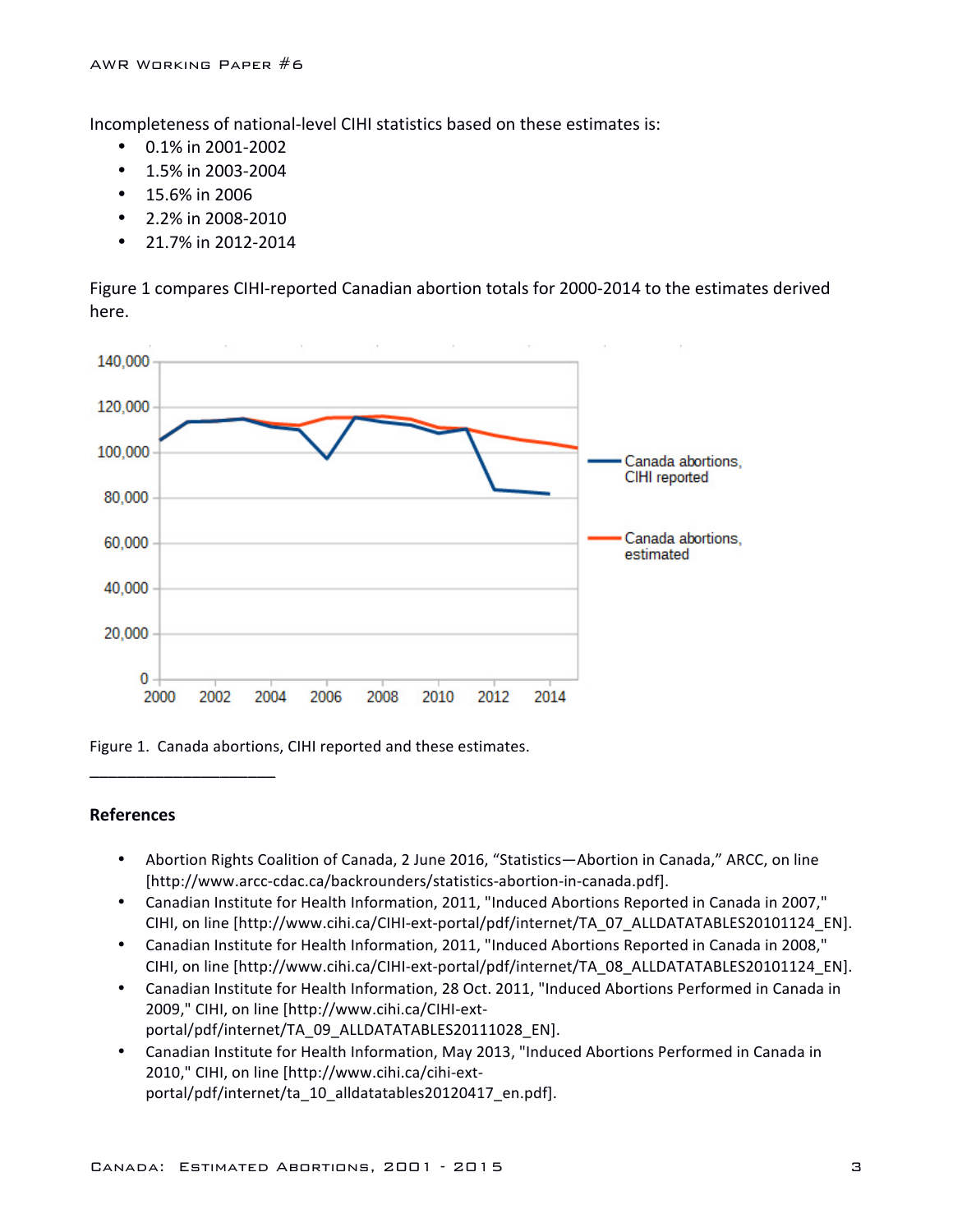Incompleteness of national-level CIHI statistics based on these estimates is:

- 0.1% in 2001-2002
- 1.5% in 2003-2004
- 15.6% in 2006
- 2.2% in 2008-2010
- 21.7% in 2012-2014

Figure 1 compares CIHI-reported Canadian abortion totals for 2000-2014 to the estimates derived here.

Figure 1. Canada abortions, CIHI reported and these estimates.

______________________

**References**

- Abortion Rights Coalition of Canada, 2 June 2016, “Statistics—Abortion in Canada,” ARCC, on line [http://www.arcc-cdac.ca/backrounders/statistics-abortion-in-canada.pdf].
- Canadian Institute for Health Information, 2011, "Induced Abortions Reported in Canada in 2007," CIHI, on line [http://www.cihi.ca/CIHI-ext-portal/pdf/internet/TA_07_ALLDATATABLES20101124_EN].
- Canadian Institute for Health Information, 2011, "Induced Abortions Reported in Canada in 2008," CIHI, on line [http://www.cihi.ca/CIHI-ext-portal/pdf/internet/TA_08_ALLDATATABLES20101124_EN].
- Canadian Institute for Health Information, 28 Oct. 2011, "Induced Abortions Performed in Canada in 2009," CIHI, on line [http://www.cihi.ca/CIHI-ext-portal/pdf/internet/TA_09_ALLDATATABLES20111028_EN].
- Canadian Institute for Health Information, May 2013, "Induced Abortions Performed in Canada in 2010," CIHI, on line [http://www.cihi.ca/cihi-ext-portal/pdf/internet/ta_10_alldatatables20120417_en.pdf].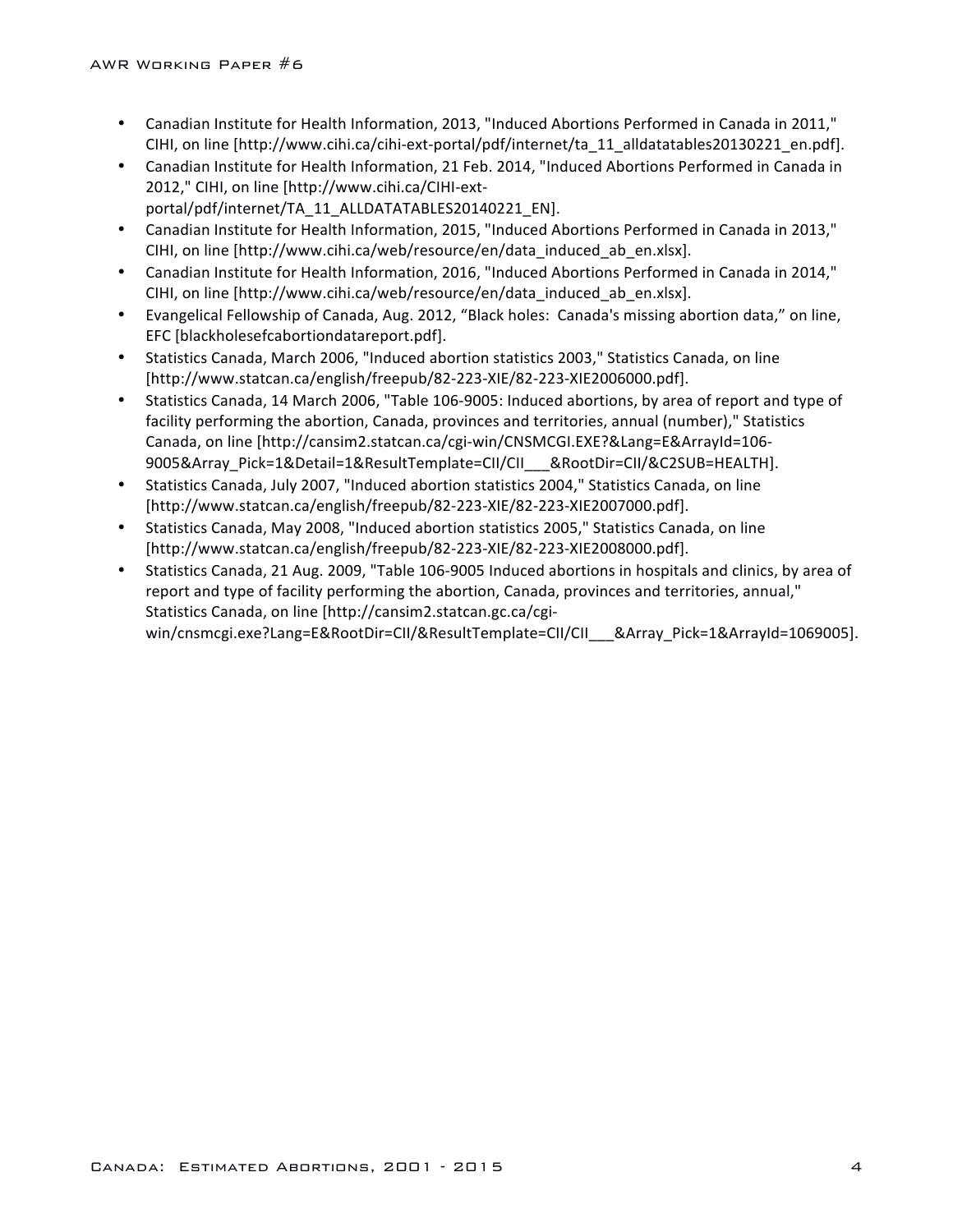- Canadian Institute for Health Information, 2013, "Induced Abortions Performed in Canada in 2011," CIHI, on line [http://www.cihi.ca/cihi-ext-portal/pdf/internet/ta_11_alldatatables20130221_en.pdf].
- Canadian Institute for Health Information, 21 Feb. 2014, "Induced Abortions Performed in Canada in 2012," CIHI, on line [http://www.cihi.ca/CIHI-ext-portal/pdf/internet/TA_11_ALLDATATABLES20140221_EN].
- Canadian Institute for Health Information, 2015, "Induced Abortions Performed in Canada in 2013," CIHI, on line [http://www.cihi.ca/web/resource/en/data_induced_ab_en.xlsx].
- Canadian Institute for Health Information, 2016, "Induced Abortions Performed in Canada in 2014," CIHI, on line [http://www.cihi.ca/web/resource/en/data_induced_ab_en.xlsx].
- Evangelical Fellowship of Canada, Aug. 2012, “Black holes: Canada's missing abortion data,” on line, EFC [blackholesefcabortiondatareport.pdf].
- Statistics Canada, March 2006, "Induced abortion statistics 2003," Statistics Canada, on line [http://www.statcan.ca/english/freepub/82-223-XIE/82-223-XIE2006000.pdf].
- Statistics Canada, 14 March 2006, "Table 106-9005: Induced abortions, by area of report and type of facility performing the abortion, Canada, provinces and territories, annual (number)," Statistics Canada, on line [http://cansim2.statcan.ca/cgi-win/CNSMCGI.EXE?&Lang=E&ArrayId=106-9005&Array_Pick=1&Detail=1&ResultTemplate=CII/CII___&RootDir=CII/&C2SUB=HEALTH].
- Statistics Canada, July 2007, "Induced abortion statistics 2004," Statistics Canada, on line [http://www.statcan.ca/english/freepub/82-223-XIE/82-223-XIE2007000.pdf].
- Statistics Canada, May 2008, "Induced abortion statistics 2005," Statistics Canada, on line [http://www.statcan.ca/english/freepub/82-223-XIE/82-223-XIE2008000.pdf].
- Statistics Canada, 21 Aug. 2009, "Table 106-9005 Induced abortions in hospitals and clinics, by area of report and type of facility performing the abortion, Canada, provinces and territories, annual," Statistics Canada, on line [http://cansim2.statcan.gc.ca/cgi-win/cnsmcgi.exe?Lang=E&RootDir=CII/&ResultTemplate=CII/CII___&Array_Pick=1&ArrayId=1069005].